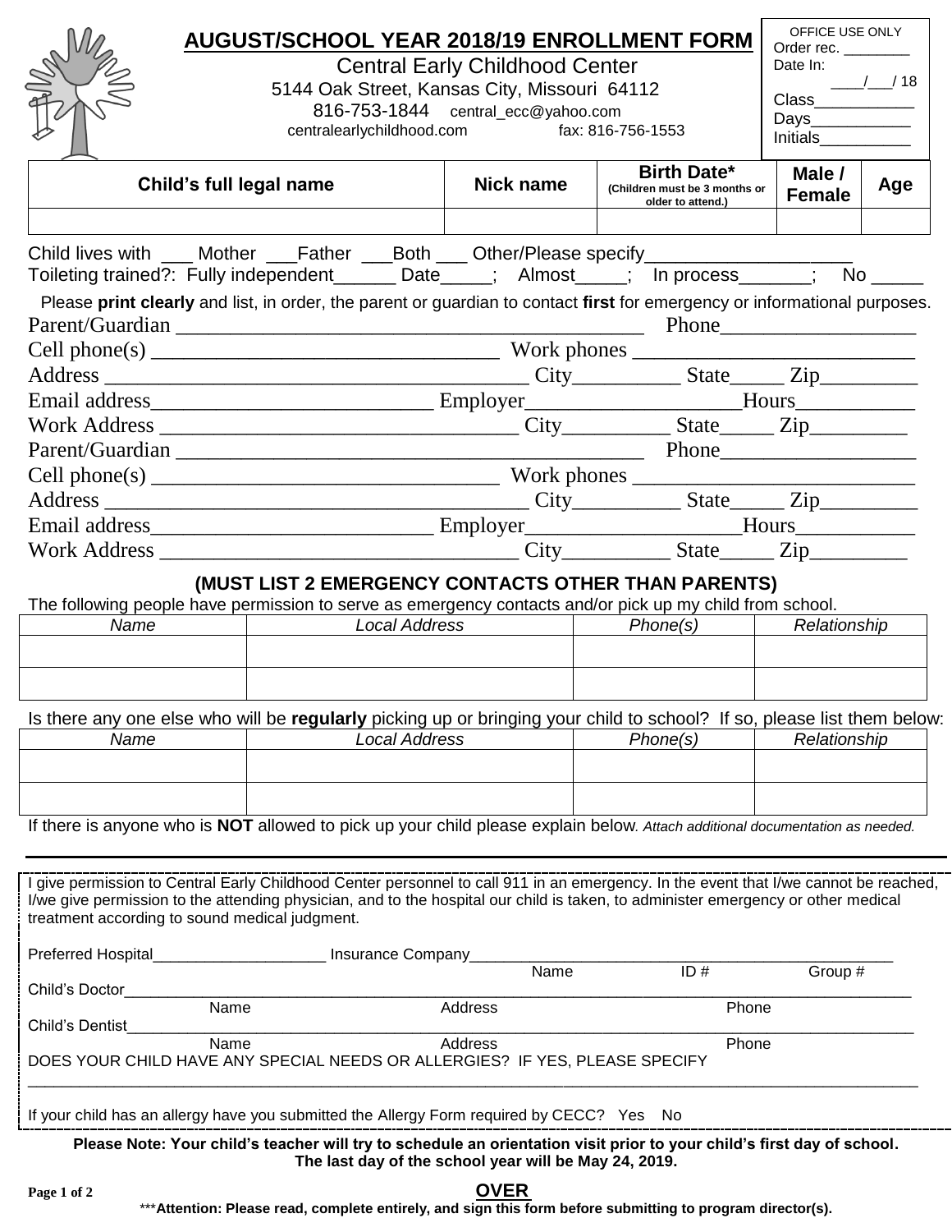# AUGUST/SCHOOL YEAR 2018/19 ENROLLMENT FORM

Central Early Childhood Center
5144 Oak Street, Kansas City, Missouri 64112
816-753-1844 central_ecc@yahoo.com
centralearlychildhood.com fax: 816-756-1553

OFFICE USE ONLY
Order rec. ________
Date In: ____/___/ 18
Class___________
Days___________
Initials__________

| Child's full legal name | Nick name | Birth Date* (Children must be 3 months or older to attend.) | Male / Female | Age |
|---|---|---|---|---|
| | | | | |

Child lives with ___ Mother ___Father ___Both ___ Other/Please specify___________________
Toileting trained?: Fully independent______ Date_____; Almost_____; In process_______; No _____

Please **print clearly** and list, in order, the parent or guardian to contact **first** for emergency or informational purposes.

Parent/Guardian ___________________________________________ Phone_________________
Cell phone(s) ________________________________ Work phones _________________________
Address ________________________________________ City__________ State_____ Zip_________
Email address__________________________ Employer____________________Hours___________
Work Address _________________________________ City__________ State_____ Zip_________
Parent/Guardian ___________________________________________ Phone_________________
Cell phone(s) ________________________________ Work phones _________________________
Address ________________________________________ City__________ State_____ Zip_________
Email address__________________________ Employer____________________Hours___________
Work Address _________________________________ City__________ State_____ Zip_________

### (MUST LIST 2 EMERGENCY CONTACTS OTHER THAN PARENTS)

The following people have permission to serve as emergency contacts and/or pick up my child from school.

| *Name* | *Local Address* | *Phone(s)* | *Relationship* |
|---|---|---|---|
| | | | |
| | | | |

Is there any one else who will be **regularly** picking up or bringing your child to school? If so, please list them below:

| *Name* | *Local Address* | *Phone(s)* | *Relationship* |
|---|---|---|---|
| | | | |
| | | | |

If there is anyone who is **NOT** allowed to pick up your child please explain below. *Attach additional documentation as needed.*

_______________________________________________________________________________

I give permission to Central Early Childhood Center personnel to call 911 in an emergency. In the event that I/we cannot be reached, I/we give permission to the attending physician, and to the hospital our child is taken, to administer emergency or other medical treatment according to sound medical judgment.

Preferred Hospital____________________ Insurance Company__________________________________________________
Name ID # Group #

Child's Doctor_______________________________________________________________________________________
Name Address Phone

Child's Dentist______________________________________________________________________________________
Name Address Phone

DOES YOUR CHILD HAVE ANY SPECIAL NEEDS OR ALLERGIES? IF YES, PLEASE SPECIFY
_____________________________________________________________________________________________________

If your child has an allergy have you submitted the Allergy Form required by CECC? Yes No

**Please Note: Your child's teacher will try to schedule an orientation visit prior to your child's first day of school. The last day of the school year will be May 24, 2019.**

**OVER**

***__Attention: Please read, complete entirely, and sign this form before submitting to program director(s).__**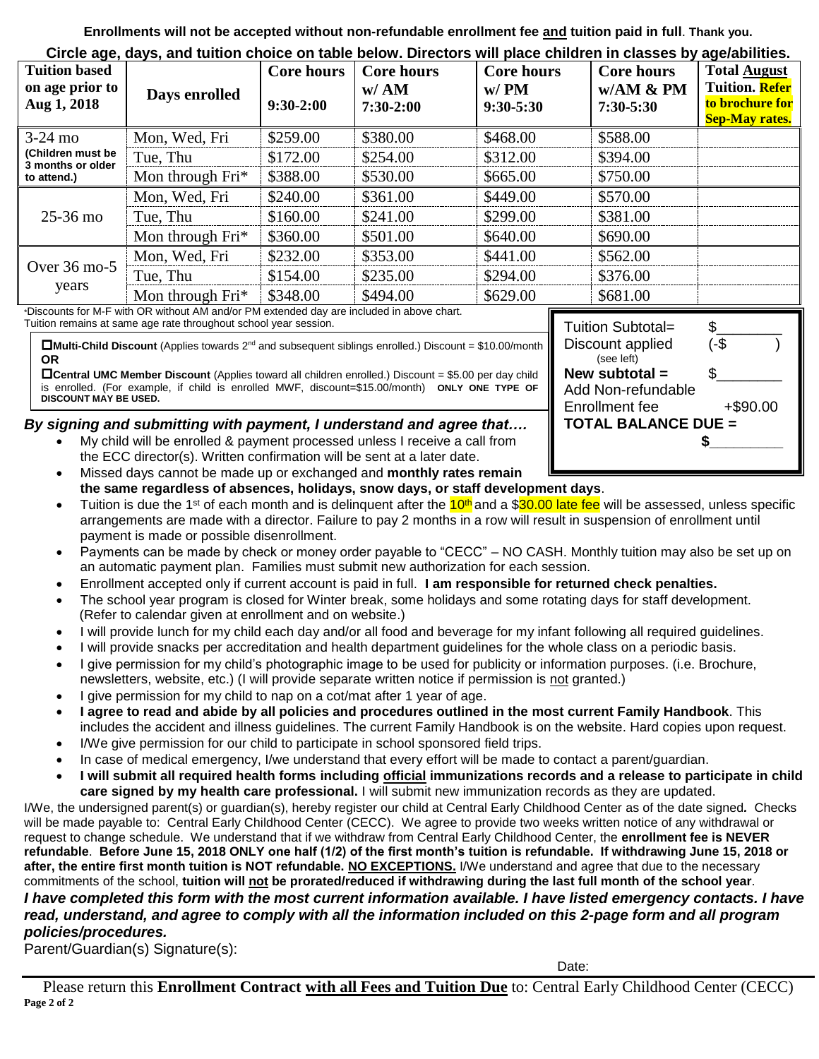**Enrollments will not be accepted without non-refundable enrollment fee and tuition paid in full. Thank you.**

**Circle age, days, and tuition choice on table below. Directors will place children in classes by age/abilities.**

| Tuition based on age prior to Aug 1, 2018 | Days enrolled | Core hours 9:30-2:00 | Core hours w/ AM 7:30-2:00 | Core hours w/ PM 9:30-5:30 | Core hours w/AM & PM 7:30-5:30 | Total August Tuition. Refer to brochure for Sep-May rates. |
|---|---|---|---|---|---|---|
| 3-24 mo (Children must be 3 months or older to attend.) | Mon, Wed, Fri | $259.00 | $380.00 | $468.00 | $588.00 | |
| | Tue, Thu | $172.00 | $254.00 | $312.00 | $394.00 | |
| | Mon through Fri* | $388.00 | $530.00 | $665.00 | $750.00 | |
| 25-36 mo | Mon, Wed, Fri | $240.00 | $361.00 | $449.00 | $570.00 | |
| | Tue, Thu | $160.00 | $241.00 | $299.00 | $381.00 | |
| | Mon through Fri* | $360.00 | $501.00 | $640.00 | $690.00 | |
| Over 36 mo-5 years | Mon, Wed, Fri | $232.00 | $353.00 | $441.00 | $562.00 | |
| | Tue, Thu | $154.00 | $235.00 | $294.00 | $376.00 | |
| | Mon through Fri* | $348.00 | $494.00 | $629.00 | $681.00 | |

*Discounts for M-F with OR without AM and/or PM extended day are included in above chart.
Tuition remains at same age rate throughout school year session.

☐**Multi-Child Discount** (Applies towards 2nd and subsequent siblings enrolled.) Discount = $10.00/month
**OR**
☐**Central UMC Member Discount** (Applies toward all children enrolled.) Discount = $5.00 per day child is enrolled. (For example, if child is enrolled MWF, discount=$15.00/month) **ONLY ONE TYPE OF DISCOUNT MAY BE USED.**

Tuition Subtotal= $________
Discount applied (see left) (-$ )
**New subtotal =** $________
Add Non-refundable Enrollment fee +$90.00
**TOTAL BALANCE DUE = $_________**

***By signing and submitting with payment, I understand and agree that….***

- My child will be enrolled & payment processed unless I receive a call from the ECC director(s). Written confirmation will be sent at a later date.
- Missed days cannot be made up or exchanged and **monthly rates remain the same regardless of absences, holidays, snow days, or staff development days**.
- Tuition is due the 1st of each month and is delinquent after the 10th and a $30.00 late fee will be assessed, unless specific arrangements are made with a director. Failure to pay 2 months in a row will result in suspension of enrollment until payment is made or possible disenrollment.
- Payments can be made by check or money order payable to "CECC" – NO CASH. Monthly tuition may also be set up on an automatic payment plan. Families must submit new authorization for each session.
- Enrollment accepted only if current account is paid in full. **I am responsible for returned check penalties.**
- The school year program is closed for Winter break, some holidays and some rotating days for staff development. (Refer to calendar given at enrollment and on website.)
- I will provide lunch for my child each day and/or all food and beverage for my infant following all required guidelines.
- I will provide snacks per accreditation and health department guidelines for the whole class on a periodic basis.
- I give permission for my child's photographic image to be used for publicity or information purposes. (i.e. Brochure, newsletters, website, etc.) (I will provide separate written notice if permission is not granted.)
- I give permission for my child to nap on a cot/mat after 1 year of age.
- **I agree to read and abide by all policies and procedures outlined in the most current Family Handbook**. This includes the accident and illness guidelines. The current Family Handbook is on the website. Hard copies upon request.
- I/We give permission for our child to participate in school sponsored field trips.
- In case of medical emergency, I/we understand that every effort will be made to contact a parent/guardian.
- **I will submit all required health forms including official immunizations records and a release to participate in child care signed by my health care professional.** I will submit new immunization records as they are updated.

I/We, the undersigned parent(s) or guardian(s), hereby register our child at Central Early Childhood Center as of the date signed**.** Checks will be made payable to: Central Early Childhood Center (CECC). We agree to provide two weeks written notice of any withdrawal or request to change schedule. We understand that if we withdraw from Central Early Childhood Center, the **enrollment fee is NEVER refundable**. **Before June 15, 2018 ONLY one half (1/2) of the first month's tuition is refundable. If withdrawing June 15, 2018 or after, the entire first month tuition is NOT refundable. NO EXCEPTIONS.** I/We understand and agree that due to the necessary commitments of the school, **tuition will not be prorated/reduced if withdrawing during the last full month of the school year**.

***I have completed this form with the most current information available. I have listed emergency contacts. I have read, understand, and agree to comply with all the information included on this 2-page form and all program policies/procedures.***

Parent/Guardian(s) Signature(s):

Date:

Please return this **Enrollment Contract with all Fees and Tuition Due** to: Central Early Childhood Center (CECC)